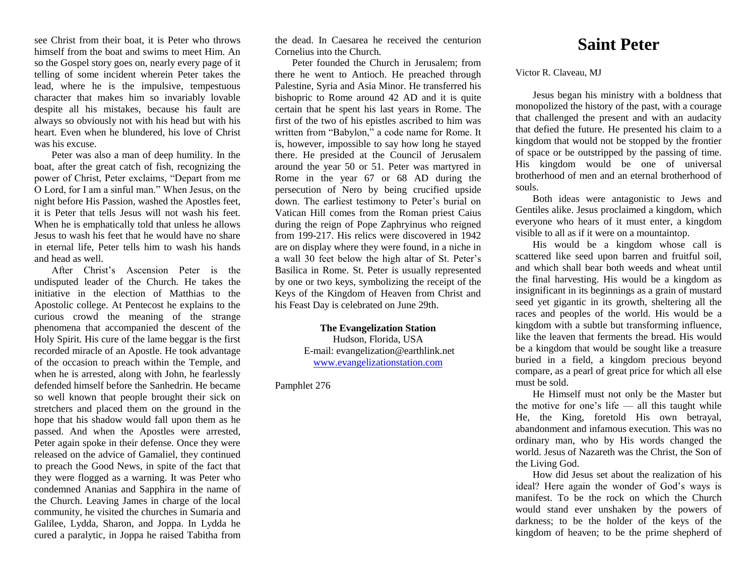# Saint Peter

Victor R. Claveau, MJ

Jesus began his ministry with a boldness that monopolized the history of the past, with a courage that challenged the present and with an audacity that defied the future. He presented his claim to a kingdom that would not be stopped by the frontier of space or be outstripped by the passing of time. His kingdom would be one of universal brotherhood of men and an eternal brotherhood of souls.

Both ideas were antagonistic to Jews and Gentiles alike. Jesus proclaimed a kingdom, which everyone who hears of it must enter, a kingdom visible to all as if it were on a mountaintop.

His would be a kingdom whose call is scattered like seed upon barren and fruitful soil, and which shall bear both weeds and wheat until the final harvesting. His would be a kingdom as insignificant in its beginnings as a grain of mustard seed yet gigantic in its growth, sheltering all the races and peoples of the world. His would be a kingdom with a subtle but transforming influence, like the leaven that ferments the bread. His would be a kingdom that would be sought like a treasure buried in a field, a kingdom precious beyond compare, as a pearl of great price for which all else must be sold.

He Himself must not only be the Master but the motive for one's life — all this taught while He, the King, foretold His own betrayal, abandonment and infamous execution. This was no ordinary man, who by His words changed the world. Jesus of Nazareth was the Christ, the Son of the Living God.

How did Jesus set about the realization of his ideal? Here again the wonder of God's ways is manifest. To be the rock on which the Church would stand ever unshaken by the powers of darkness; to be the holder of the keys of the kingdom of heaven; to be the prime shepherd of

see Christ from their boat, it is Peter who throws himself from the boat and swims to meet Him. An so the Gospel story goes on, nearly every page of it telling of some incident wherein Peter takes the lead, where he is the impulsive, tempestuous character that makes him so invariably lovable despite all his mistakes, because his fault are always so obviously not with his head but with his heart. Even when he blundered, his love of Christ was his excuse.

Peter was also a man of deep humility. In the boat, after the great catch of fish, recognizing the power of Christ, Peter exclaims, "Depart from me O Lord, for I am a sinful man." When Jesus, on the night before His Passion, washed the Apostles feet, it is Peter that tells Jesus will not wash his feet. When he is emphatically told that unless he allows Jesus to wash his feet that he would have no share in eternal life, Peter tells him to wash his hands and head as well.

After Christ's Ascension Peter is the undisputed leader of the Church. He takes the initiative in the election of Matthias to the Apostolic college. At Pentecost he explains to the curious crowd the meaning of the strange phenomena that accompanied the descent of the Holy Spirit. His cure of the lame beggar is the first recorded miracle of an Apostle. He took advantage of the occasion to preach within the Temple, and when he is arrested, along with John, he fearlessly defended himself before the Sanhedrin. He became so well known that people brought their sick on stretchers and placed them on the ground in the hope that his shadow would fall upon them as he passed. And when the Apostles were arrested, Peter again spoke in their defense. Once they were released on the advice of Gamaliel, they continued to preach the Good News, in spite of the fact that they were flogged as a warning. It was Peter who condemned Ananias and Sapphira in the name of the Church. Leaving James in charge of the local community, he visited the churches in Sumaria and Galilee, Lydda, Sharon, and Joppa. In Lydda he cured a paralytic, in Joppa he raised Tabitha from the dead. In Caesarea he received the centurion Cornelius into the Church.

Peter founded the Church in Jerusalem; from there he went to Antioch. He preached through Palestine, Syria and Asia Minor. He transferred his bishopric to Rome around 42 AD and it is quite certain that he spent his last years in Rome. The first of the two of his epistles ascribed to him was written from "Babylon," a code name for Rome. It is, however, impossible to say how long he stayed there. He presided at the Council of Jerusalem around the year 50 or 51. Peter was martyred in Rome in the year 67 or 68 AD during the persecution of Nero by being crucified upside down. The earliest testimony to Peter's burial on Vatican Hill comes from the Roman priest Caius during the reign of Pope Zaphryinus who reigned from 199-217. His relics were discovered in 1942 are on display where they were found, in a niche in a wall 30 feet below the high altar of St. Peter's Basilica in Rome. St. Peter is usually represented by one or two keys, symbolizing the receipt of the Keys of the Kingdom of Heaven from Christ and his Feast Day is celebrated on June 29th.

**The Evangelization Station**
Hudson, Florida, USA
E-mail: evangelization@earthlink.net
www.evangelizationstation.com

Pamphlet 276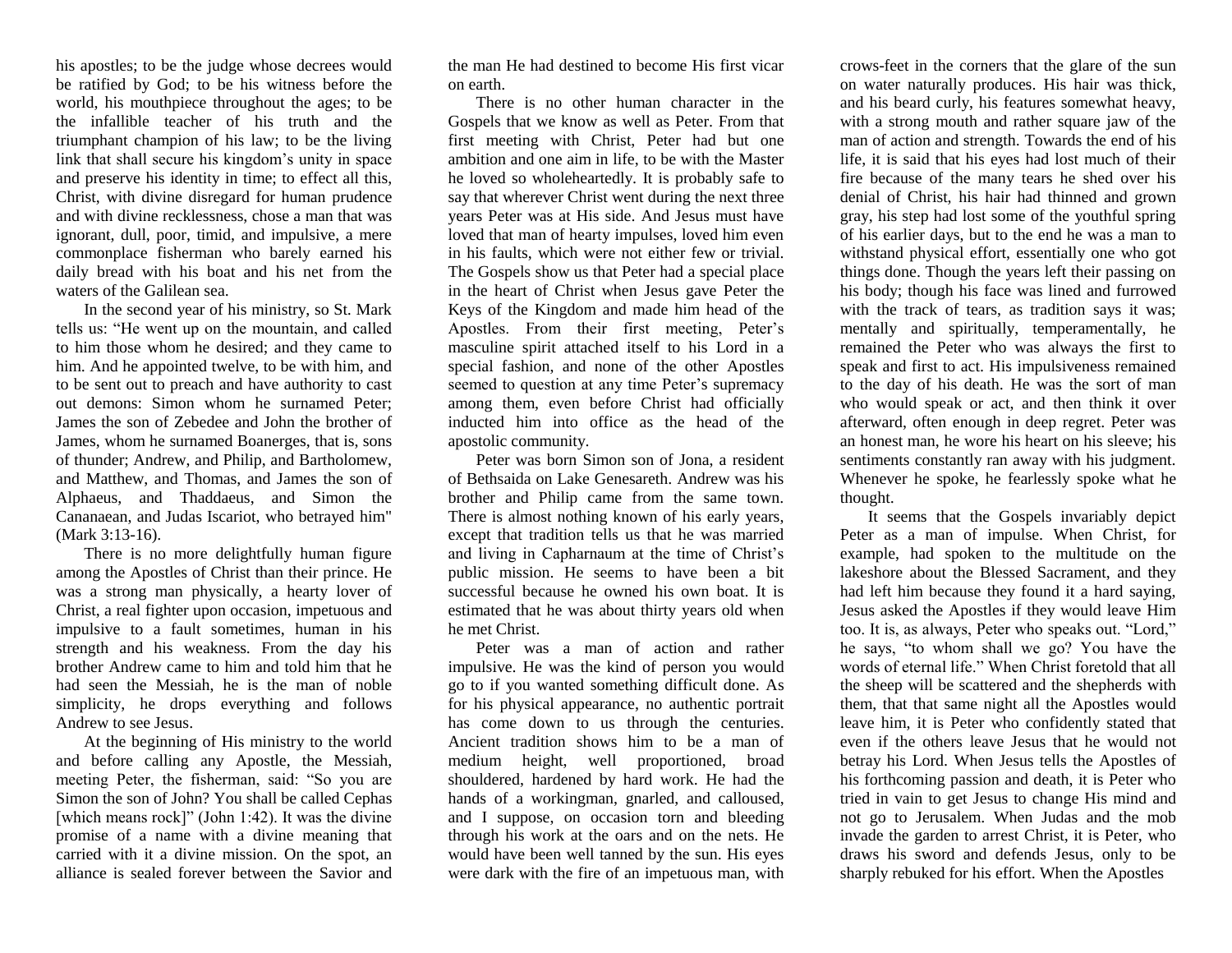his apostles; to be the judge whose decrees would be ratified by God; to be his witness before the world, his mouthpiece throughout the ages; to be the infallible teacher of his truth and the triumphant champion of his law; to be the living link that shall secure his kingdom's unity in space and preserve his identity in time; to effect all this, Christ, with divine disregard for human prudence and with divine recklessness, chose a man that was ignorant, dull, poor, timid, and impulsive, a mere commonplace fisherman who barely earned his daily bread with his boat and his net from the waters of the Galilean sea.

In the second year of his ministry, so St. Mark tells us: "He went up on the mountain, and called to him those whom he desired; and they came to him. And he appointed twelve, to be with him, and to be sent out to preach and have authority to cast out demons: Simon whom he surnamed Peter; James the son of Zebedee and John the brother of James, whom he surnamed Boanerges, that is, sons of thunder; Andrew, and Philip, and Bartholomew, and Matthew, and Thomas, and James the son of Alphaeus, and Thaddaeus, and Simon the Cananaean, and Judas Iscariot, who betrayed him" (Mark 3:13-16).

There is no more delightfully human figure among the Apostles of Christ than their prince. He was a strong man physically, a hearty lover of Christ, a real fighter upon occasion, impetuous and impulsive to a fault sometimes, human in his strength and his weakness. From the day his brother Andrew came to him and told him that he had seen the Messiah, he is the man of noble simplicity, he drops everything and follows Andrew to see Jesus.

At the beginning of His ministry to the world and before calling any Apostle, the Messiah, meeting Peter, the fisherman, said: "So you are Simon the son of John? You shall be called Cephas [which means rock]" (John 1:42). It was the divine promise of a name with a divine meaning that carried with it a divine mission. On the spot, an alliance is sealed forever between the Savior and the man He had destined to become His first vicar on earth.

There is no other human character in the Gospels that we know as well as Peter. From that first meeting with Christ, Peter had but one ambition and one aim in life, to be with the Master he loved so wholeheartedly. It is probably safe to say that wherever Christ went during the next three years Peter was at His side. And Jesus must have loved that man of hearty impulses, loved him even in his faults, which were not either few or trivial. The Gospels show us that Peter had a special place in the heart of Christ when Jesus gave Peter the Keys of the Kingdom and made him head of the Apostles. From their first meeting, Peter's masculine spirit attached itself to his Lord in a special fashion, and none of the other Apostles seemed to question at any time Peter's supremacy among them, even before Christ had officially inducted him into office as the head of the apostolic community.

Peter was born Simon son of Jona, a resident of Bethsaida on Lake Genesareth. Andrew was his brother and Philip came from the same town. There is almost nothing known of his early years, except that tradition tells us that he was married and living in Capharnaum at the time of Christ's public mission. He seems to have been a bit successful because he owned his own boat. It is estimated that he was about thirty years old when he met Christ.

Peter was a man of action and rather impulsive. He was the kind of person you would go to if you wanted something difficult done. As for his physical appearance, no authentic portrait has come down to us through the centuries. Ancient tradition shows him to be a man of medium height, well proportioned, broad shouldered, hardened by hard work. He had the hands of a workingman, gnarled, and calloused, and I suppose, on occasion torn and bleeding through his work at the oars and on the nets. He would have been well tanned by the sun. His eyes were dark with the fire of an impetuous man, with crows-feet in the corners that the glare of the sun on water naturally produces. His hair was thick, and his beard curly, his features somewhat heavy, with a strong mouth and rather square jaw of the man of action and strength. Towards the end of his life, it is said that his eyes had lost much of their fire because of the many tears he shed over his denial of Christ, his hair had thinned and grown gray, his step had lost some of the youthful spring of his earlier days, but to the end he was a man to withstand physical effort, essentially one who got things done. Though the years left their passing on his body; though his face was lined and furrowed with the track of tears, as tradition says it was; mentally and spiritually, temperamentally, he remained the Peter who was always the first to speak and first to act. His impulsiveness remained to the day of his death. He was the sort of man who would speak or act, and then think it over afterward, often enough in deep regret. Peter was an honest man, he wore his heart on his sleeve; his sentiments constantly ran away with his judgment. Whenever he spoke, he fearlessly spoke what he thought.

It seems that the Gospels invariably depict Peter as a man of impulse. When Christ, for example, had spoken to the multitude on the lakeshore about the Blessed Sacrament, and they had left him because they found it a hard saying, Jesus asked the Apostles if they would leave Him too. It is, as always, Peter who speaks out. "Lord," he says, "to whom shall we go? You have the words of eternal life." When Christ foretold that all the sheep will be scattered and the shepherds with them, that that same night all the Apostles would leave him, it is Peter who confidently stated that even if the others leave Jesus that he would not betray his Lord. When Jesus tells the Apostles of his forthcoming passion and death, it is Peter who tried in vain to get Jesus to change His mind and not go to Jerusalem. When Judas and the mob invade the garden to arrest Christ, it is Peter, who draws his sword and defends Jesus, only to be sharply rebuked for his effort. When the Apostles